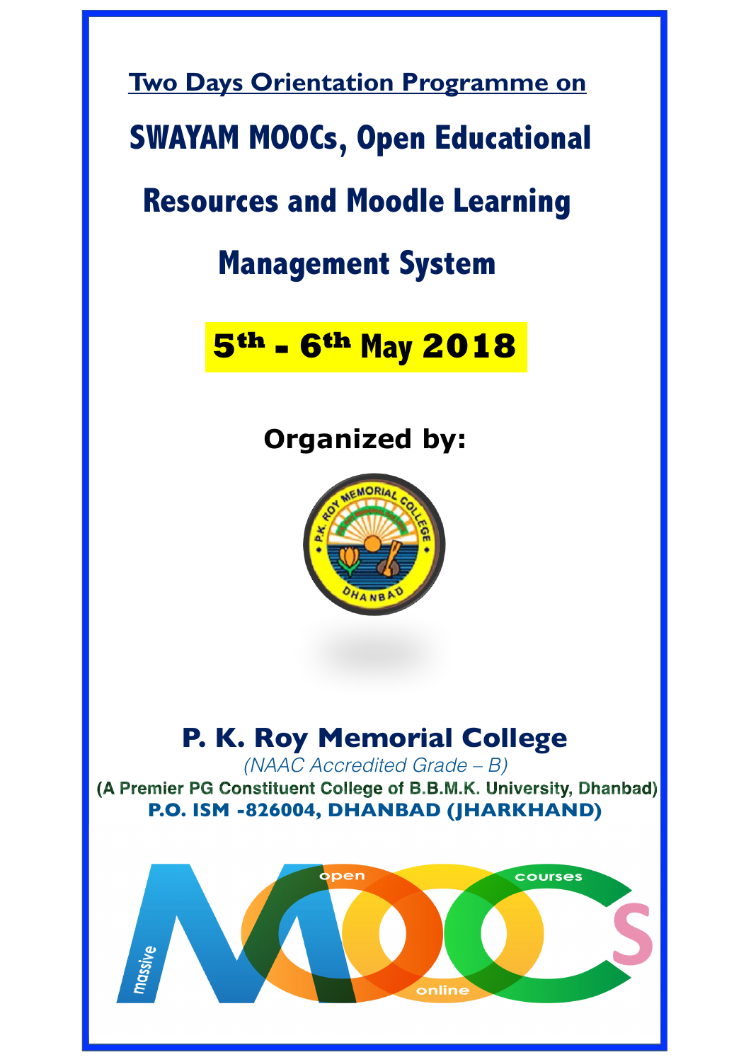**Two Days Orientation Programme on**

# SWAYAM MOOCs, Open Educational Resources and Moodle Learning Management System

**5th - 6th May 2018**

**Organized by:**

## P. K. Roy Memorial College

*(NAAC Accredited Grade – B)*

**(A Premier PG Constituent College of B.B.M.K. University, Dhanbad)**

**P.O. ISM -826004, DHANBAD (JHARKHAND)**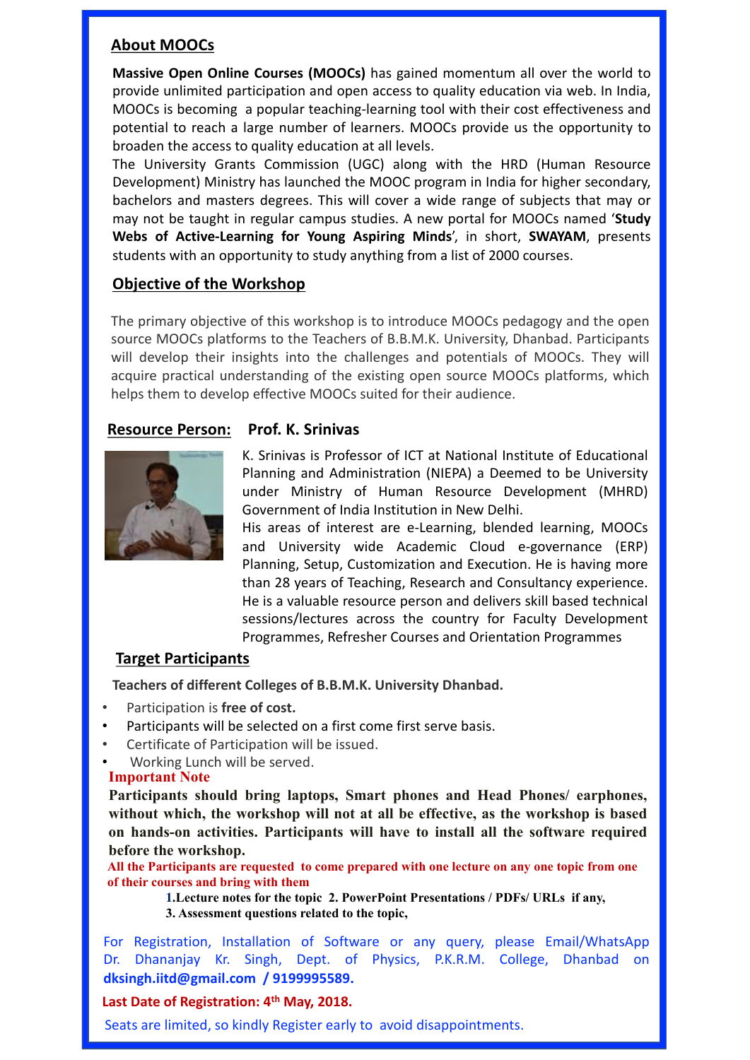## About MOOCs

**Massive Open Online Courses (MOOCs)** has gained momentum all over the world to provide unlimited participation and open access to quality education via web. In India, MOOCs is becoming a popular teaching-learning tool with their cost effectiveness and potential to reach a large number of learners. MOOCs provide us the opportunity to broaden the access to quality education at all levels.

The University Grants Commission (UGC) along with the HRD (Human Resource Development) Ministry has launched the MOOC program in India for higher secondary, bachelors and masters degrees. This will cover a wide range of subjects that may or may not be taught in regular campus studies. A new portal for MOOCs named '**Study Webs of Active-Learning for Young Aspiring Minds**', in short, **SWAYAM**, presents students with an opportunity to study anything from a list of 2000 courses.

## Objective of the Workshop

The primary objective of this workshop is to introduce MOOCs pedagogy and the open source MOOCs platforms to the Teachers of B.B.M.K. University, Dhanbad. Participants will develop their insights into the challenges and potentials of MOOCs. They will acquire practical understanding of the existing open source MOOCs platforms, which helps them to develop effective MOOCs suited for their audience.

## Resource Person: Prof. K. Srinivas

K. Srinivas is Professor of ICT at National Institute of Educational Planning and Administration (NIEPA) a Deemed to be University under Ministry of Human Resource Development (MHRD) Government of India Institution in New Delhi.

His areas of interest are e-Learning, blended learning, MOOCs and University wide Academic Cloud e-governance (ERP) Planning, Setup, Customization and Execution. He is having more than 28 years of Teaching, Research and Consultancy experience. He is a valuable resource person and delivers skill based technical sessions/lectures across the country for Faculty Development Programmes, Refresher Courses and Orientation Programmes

## Target Participants

**Teachers of different Colleges of B.B.M.K. University Dhanbad.**

- Participation is **free of cost.**
- Participants will be selected on a first come first serve basis.
- Certificate of Participation will be issued.
- Working Lunch will be served.

**Important Note**

**Participants should bring laptops, Smart phones and Head Phones/ earphones, without which, the workshop will not at all be effective, as the workshop is based on hands-on activities. Participants will have to install all the software required before the workshop.**

**All the Participants are requested to come prepared with one lecture on any one topic from one of their courses and bring with them**

**1.Lecture notes for the topic 2. PowerPoint Presentations / PDFs/ URLs if any,**
**3. Assessment questions related to the topic,**

For Registration, Installation of Software or any query, please Email/WhatsApp Dr. Dhananjay Kr. Singh, Dept. of Physics, P.K.R.M. College, Dhanbad on **dksingh.iitd@gmail.com / 9199995589.**

**Last Date of Registration: 4th May, 2018.**

Seats are limited, so kindly Register early to avoid disappointments.